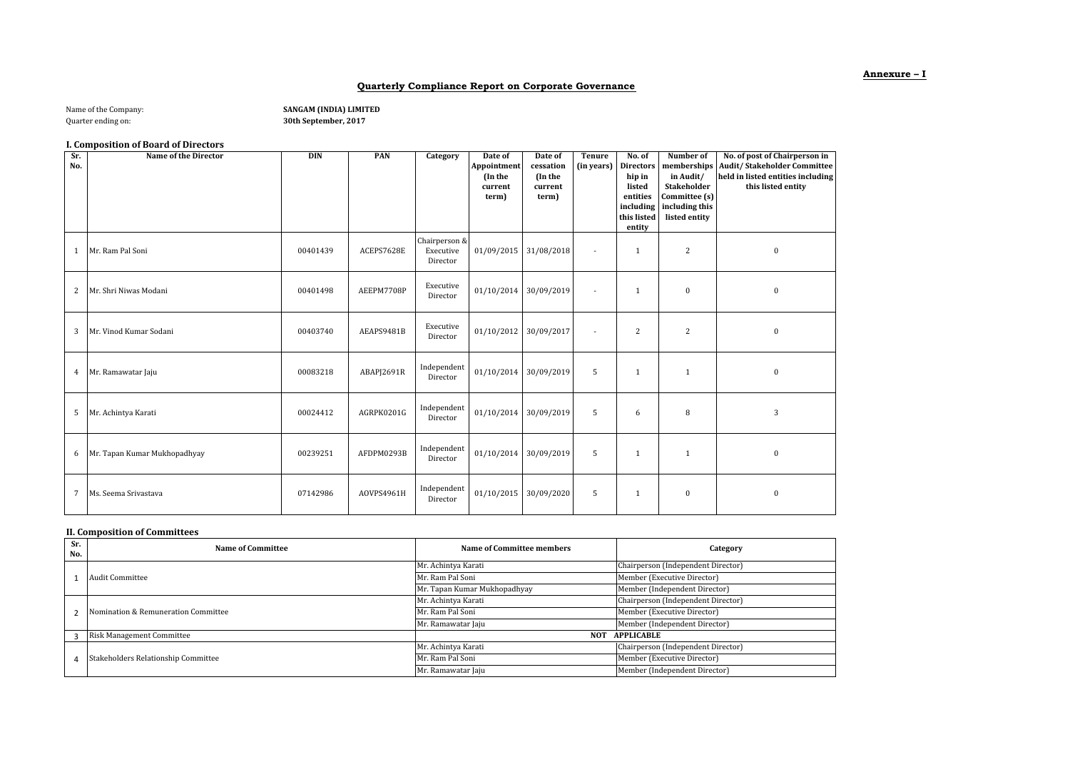**Annexure – I**

# Quarterly Compliance Report on Corporate Governance

Name of the Company: **SANGAM (INDIA) LIMITED**

Quarter ending on: **30th September, 2017**

## I. Composition of Board of Directors

| Sr. No. | Name of the Director | DIN | PAN | Category | Date of Appointment (In the current term) | Date of cessation (In the current term) | Tenure (in years) | No. of Directorship in listed entities including this listed entity | Number of memberships in Audit/ Stakeholder Committee (s) including this listed entity | No. of post of Chairperson in Audit/ Stakeholder Committee held in listed entities including this listed entity |
|---|---|---|---|---|---|---|---|---|---|---|
| 1 | Mr. Ram Pal Soni | 00401439 | ACEPS7628E | Chairperson & Executive Director | 01/09/2015 | 31/08/2018 | - | 1 | 2 | 0 |
| 2 | Mr. Shri Niwas Modani | 00401498 | AEEPM7708P | Executive Director | 01/10/2014 | 30/09/2019 | - | 1 | 0 | 0 |
| 3 | Mr. Vinod Kumar Sodani | 00403740 | AEAPS9481B | Executive Director | 01/10/2012 | 30/09/2017 | - | 2 | 2 | 0 |
| 4 | Mr. Ramawatar Jaju | 00083218 | ABAPJ2691R | Independent Director | 01/10/2014 | 30/09/2019 | 5 | 1 | 1 | 0 |
| 5 | Mr. Achintya Karati | 00024412 | AGRPK0201G | Independent Director | 01/10/2014 | 30/09/2019 | 5 | 6 | 8 | 3 |
| 6 | Mr. Tapan Kumar Mukhopadhyay | 00239251 | AFDPM0293B | Independent Director | 01/10/2014 | 30/09/2019 | 5 | 1 | 1 | 0 |
| 7 | Ms. Seema Srivastava | 07142986 | AOVPS4961H | Independent Director | 01/10/2015 | 30/09/2020 | 5 | 1 | 0 | 0 |

## II. Composition of Committees

| Sr. No. | Name of Committee | Name of Committee members | Category |
|---|---|---|---|
| 1 | Audit Committee | Mr. Achintya Karati | Chairperson (Independent Director) |
| | | Mr. Ram Pal Soni | Member (Executive Director) |
| | | Mr. Tapan Kumar Mukhopadhyay | Member (Independent Director) |
| 2 | Nomination & Remuneration Committee | Mr. Achintya Karati | Chairperson (Independent Director) |
| | | Mr. Ram Pal Soni | Member (Executive Director) |
| | | Mr. Ramawatar Jaju | Member (Independent Director) |
| 3 | Risk Management Committee | NOT APPLICABLE | |
| 4 | Stakeholders Relationship Committee | Mr. Achintya Karati | Chairperson (Independent Director) |
| | | Mr. Ram Pal Soni | Member (Executive Director) |
| | | Mr. Ramawatar Jaju | Member (Independent Director) |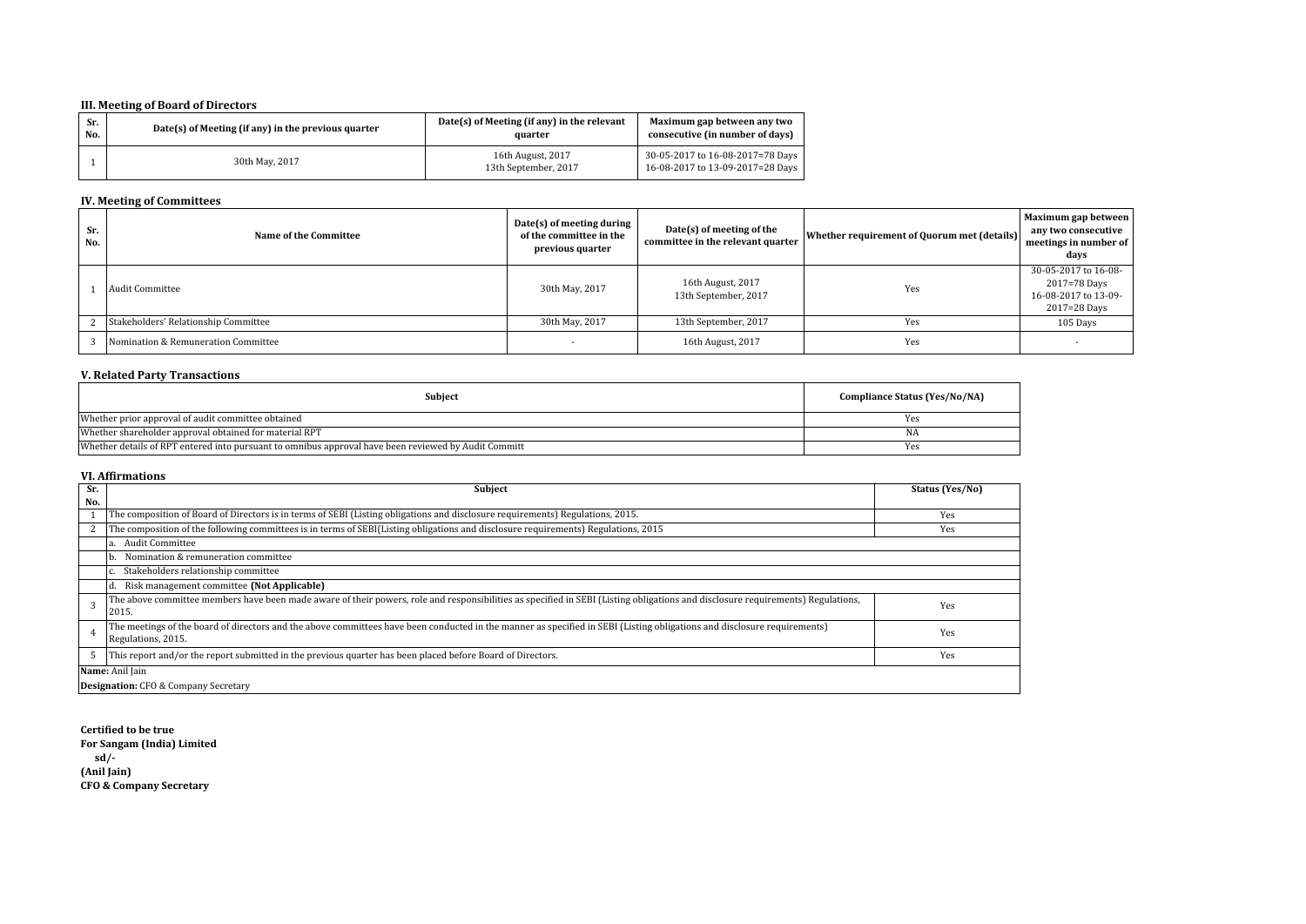### III. Meeting of Board of Directors

| Sr. No. | Date(s) of Meeting (if any) in the previous quarter | Date(s) of Meeting (if any) in the relevant quarter | Maximum gap between any two consecutive (in number of days) |
|---|---|---|---|
| 1 | 30th May, 2017 | 16th August, 2017<br>13th September, 2017 | 30-05-2017 to 16-08-2017=78 Days<br>16-08-2017 to 13-09-2017=28 Days |

### IV. Meeting of Committees

| Sr. No. | Name of the Committee | Date(s) of meeting during of the committee in the previous quarter | Date(s) of meeting of the committee in the relevant quarter | Whether requirement of Quorum met (details) | Maximum gap between any two consecutive meetings in number of days |
|---|---|---|---|---|---|
| 1 | Audit Committee | 30th May, 2017 | 16th August, 2017<br>13th September, 2017 | Yes | 30-05-2017 to 16-08-2017=78 Days<br>16-08-2017 to 13-09-2017=28 Days |
| 2 | Stakeholders' Relationship Committee | 30th May, 2017 | 13th September, 2017 | Yes | 105 Days |
| 3 | Nomination & Remuneration Committee | - | 16th August, 2017 | Yes | - |

### V. Related Party Transactions

| Subject | Compliance Status (Yes/No/NA) |
|---|---|
| Whether prior approval of audit committee obtained | Yes |
| Whether shareholder approval obtained for material RPT | NA |
| Whether details of RPT entered into pursuant to omnibus approval have been reviewed by Audit Committ | Yes |

### VI. Affirmations

| Sr. No. | Subject | Status (Yes/No) |
|---|---|---|
| 1 | The composition of Board of Directors is in terms of SEBI (Listing obligations and disclosure requirements) Regulations, 2015. | Yes |
| 2 | The composition of the following committees is in terms of SEBI(Listing obligations and disclosure requirements) Regulations, 2015 | Yes |
| | a. Audit Committee | |
| | b. Nomination & remuneration committee | |
| | c. Stakeholders relationship committee | |
| | d. Risk management committee **(Not Applicable)** | |
| 3 | The above committee members have been made aware of their powers, role and responsibilities as specified in SEBI (Listing obligations and disclosure requirements) Regulations, 2015. | Yes |
| 4 | The meetings of the board of directors and the above committees have been conducted in the manner as specified in SEBI (Listing obligations and disclosure requirements) Regulations, 2015. | Yes |
| 5 | This report and/or the report submitted in the previous quarter has been placed before Board of Directors. | Yes |
| **Name:** Anil Jain | | |
| **Designation:** CFO & Company Secretary | | |

**Certified to be true**
**For Sangam (India) Limited**
**sd/-**
**(Anil Jain)**
**CFO & Company Secretary**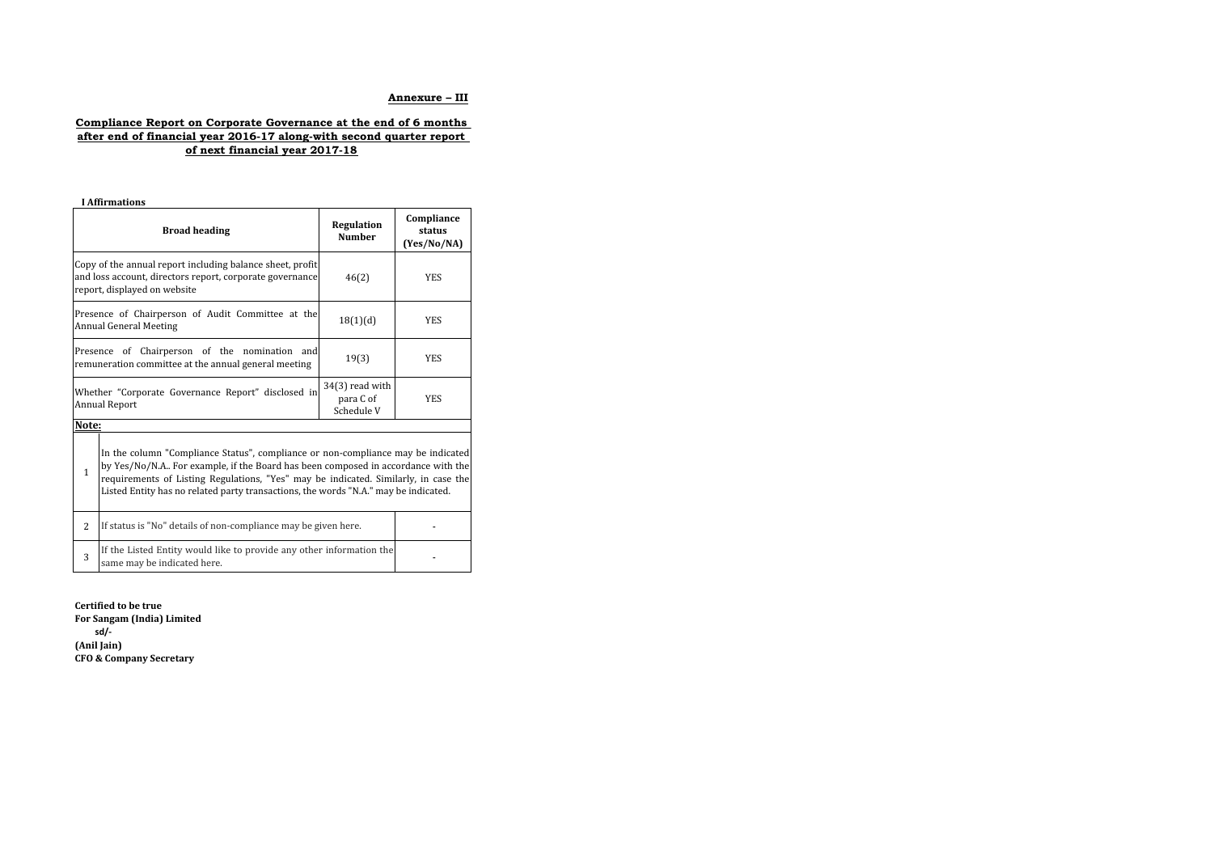**Annexure – III**

## Compliance Report on Corporate Governance at the end of 6 months after end of financial year 2016-17 along-with second quarter report of next financial year 2017-18

**I Affirmations**

| Broad heading | Regulation Number | Compliance status (Yes/No/NA) |
|---|---|---|
| Copy of the annual report including balance sheet, profit and loss account, directors report, corporate governance report, displayed on website | 46(2) | YES |
| Presence of Chairperson of Audit Committee at the Annual General Meeting | 18(1)(d) | YES |
| Presence of Chairperson of the nomination and remuneration committee at the annual general meeting | 19(3) | YES |
| Whether "Corporate Governance Report" disclosed in Annual Report | 34(3) read with para C of Schedule V | YES |

**Note:**

| | | |
|---|---|---|
| 1 | In the column "Compliance Status", compliance or non-compliance may be indicated by Yes/No/N.A.. For example, if the Board has been composed in accordance with the requirements of Listing Regulations, "Yes" may be indicated. Similarly, in case the Listed Entity has no related party transactions, the words "N.A." may be indicated. | |
| 2 | If status is "No" details of non-compliance may be given here. | - |
| 3 | If the Listed Entity would like to provide any other information the same may be indicated here. | - |

**Certified to be true**
**For Sangam (India) Limited**
**sd/-**
**(Anil Jain)**
**CFO & Company Secretary**